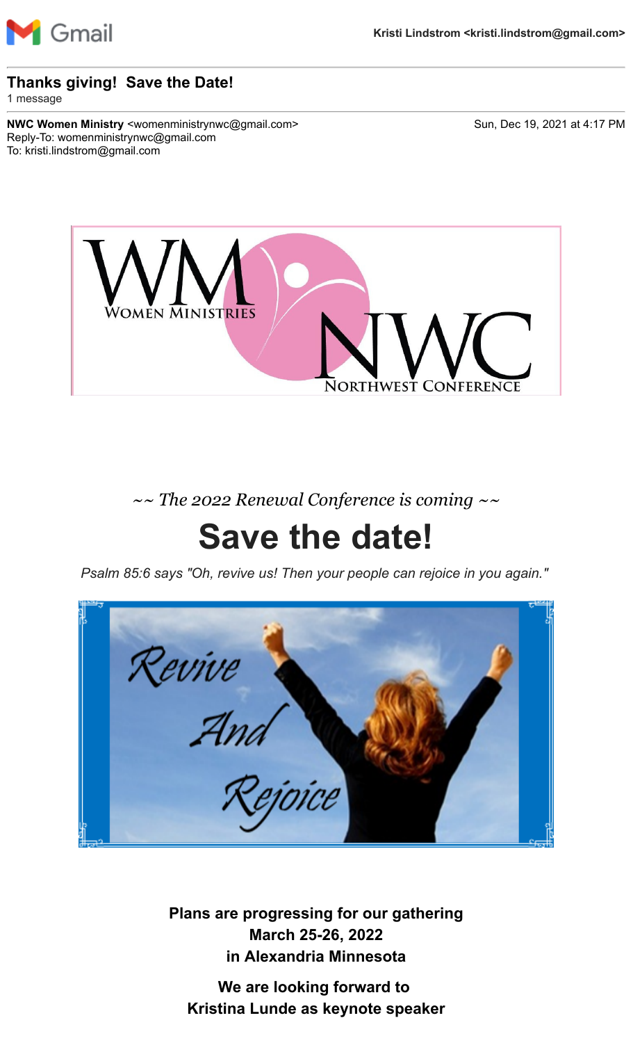Gmail — Kristi Lindstrom <kristi.lindstrom@gmail.com>

**Thanks giving! Save the Date!**
1 message

**NWC Women Ministry** <womenministrynwc@gmail.com> — Sun, Dec 19, 2021 at 4:17 PM
Reply-To: womenministrynwc@gmail.com
To: kristi.lindstrom@gmail.com

WM Women Ministries NWC Northwest Conference

*~~ The 2022 Renewal Conference is coming ~~*

# Save the date!

*Psalm 85:6 says "Oh, revive us! Then your people can rejoice in you again."*

Revive And Rejoice

**Plans are progressing for our gathering**
**March 25-26, 2022**
**in Alexandria Minnesota**

**We are looking forward to**
**Kristina Lunde as keynote speaker**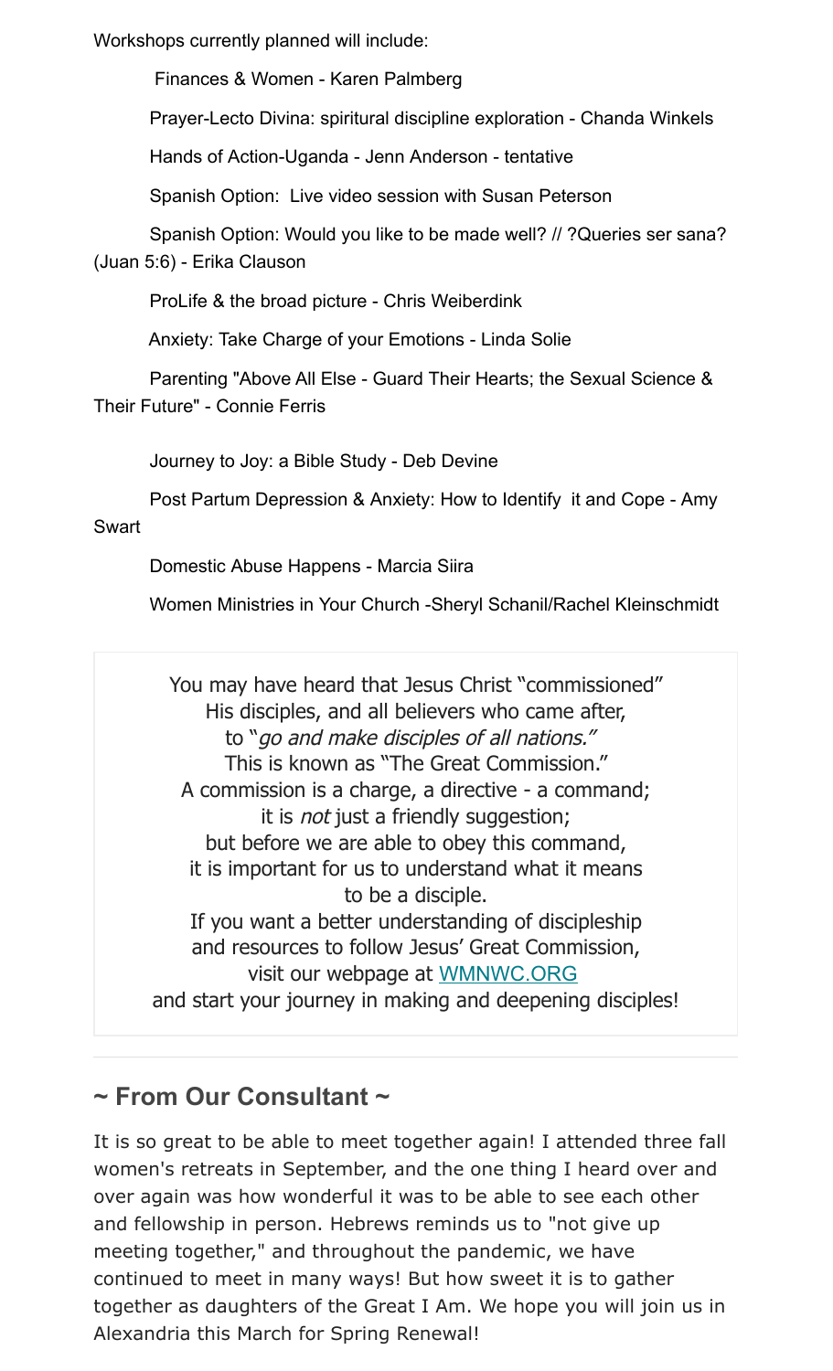Workshops currently planned will include:

- Finances & Women - Karen Palmberg
- Prayer-Lecto Divina: spiritual discipline exploration - Chanda Winkels
- Hands of Action-Uganda - Jenn Anderson - tentative
- Spanish Option: Live video session with Susan Peterson
- Spanish Option: Would you like to be made well? // ?Queries ser sana? (Juan 5:6) - Erika Clauson
- ProLife & the broad picture - Chris Weiberdink
- Anxiety: Take Charge of your Emotions - Linda Solie
- Parenting "Above All Else - Guard Their Hearts; the Sexual Science & Their Future" - Connie Ferris
- Journey to Joy: a Bible Study - Deb Devine
- Post Partum Depression & Anxiety: How to Identify it and Cope - Amy Swart
- Domestic Abuse Happens - Marcia Siira
- Women Ministries in Your Church -Sheryl Schanil/Rachel Kleinschmidt

You may have heard that Jesus Christ "commissioned"
His disciples, and all believers who came after,
to "*go and make disciples of all nations."*
This is known as "The Great Commission."
A commission is a charge, a directive - a command;
it is *not* just a friendly suggestion;
but before we are able to obey this command,
it is important for us to understand what it means
to be a disciple.
If you want a better understanding of discipleship
and resources to follow Jesus' Great Commission,
visit our webpage at WMNWC.ORG
and start your journey in making and deepening disciples!

---

## ~ From Our Consultant ~

It is so great to be able to meet together again! I attended three fall women's retreats in September, and the one thing I heard over and over again was how wonderful it was to be able to see each other and fellowship in person. Hebrews reminds us to "not give up meeting together," and throughout the pandemic, we have continued to meet in many ways! But how sweet it is to gather together as daughters of the Great I Am. We hope you will join us in Alexandria this March for Spring Renewal!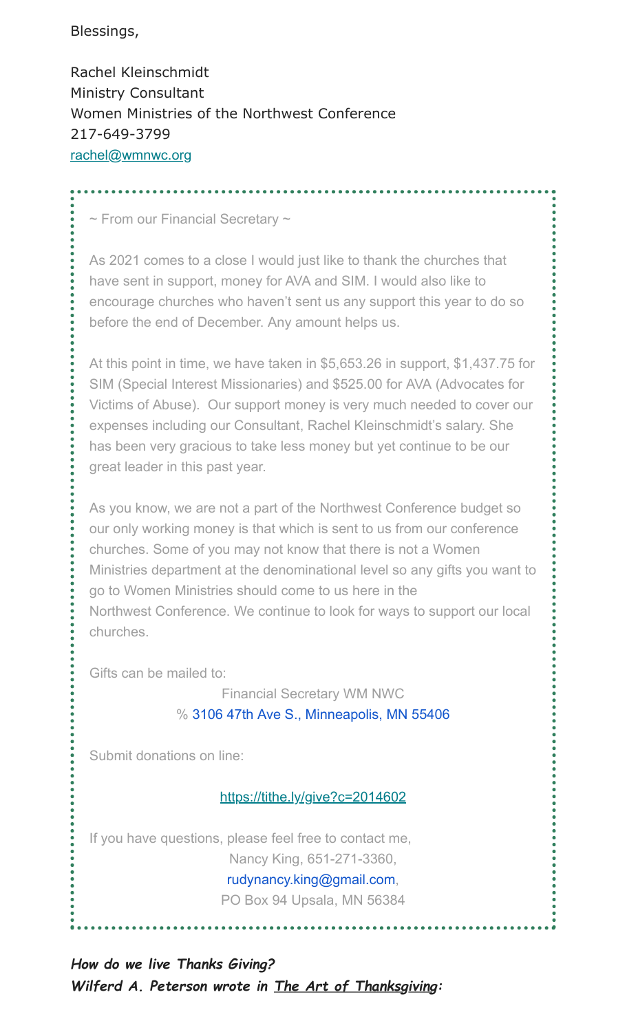Blessings,

Rachel Kleinschmidt
Ministry Consultant
Women Ministries of the Northwest Conference
217-649-3799
rachel@wmnwc.org

~ From our Financial Secretary ~

As 2021 comes to a close I would just like to thank the churches that have sent in support, money for AVA and SIM. I would also like to encourage churches who haven't sent us any support this year to do so before the end of December. Any amount helps us.

At this point in time, we have taken in $5,653.26 in support, $1,437.75 for SIM (Special Interest Missionaries) and $525.00 for AVA (Advocates for Victims of Abuse). Our support money is very much needed to cover our expenses including our Consultant, Rachel Kleinschmidt's salary. She has been very gracious to take less money but yet continue to be our great leader in this past year.

As you know, we are not a part of the Northwest Conference budget so our only working money is that which is sent to us from our conference churches. Some of you may not know that there is not a Women Ministries department at the denominational level so any gifts you want to go to Women Ministries should come to us here in the Northwest Conference. We continue to look for ways to support our local churches.

Gifts can be mailed to:

Financial Secretary WM NWC
% 3106 47th Ave S., Minneapolis, MN 55406

Submit donations on line:

https://tithe.ly/give?c=2014602

If you have questions, please feel free to contact me,
Nancy King, 651-271-3360,
rudynancy.king@gmail.com,
PO Box 94 Upsala, MN 56384

***How do we live Thanks Giving?***
***Wilferd A. Peterson wrote in The Art of Thanksgiving:***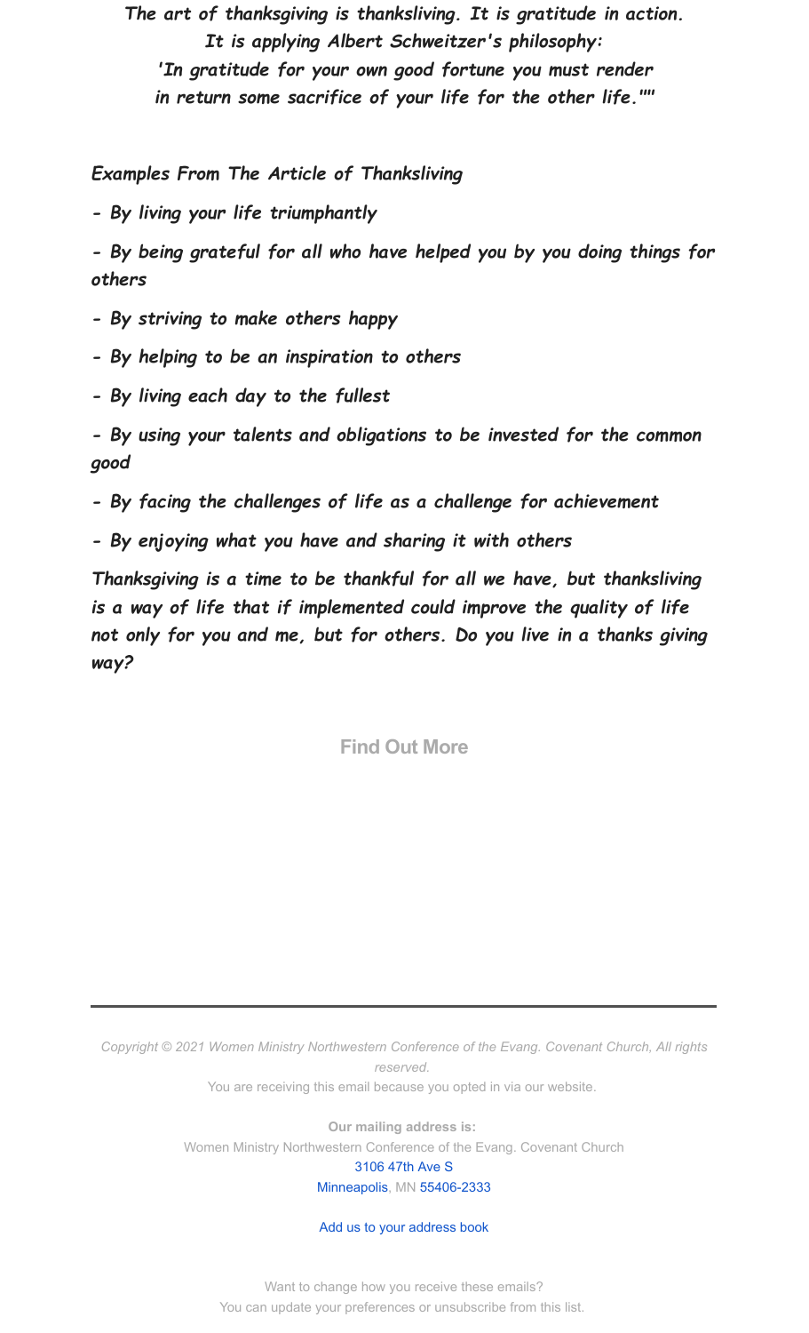*The art of thanksgiving is thanksliving. It is gratitude in action.*
*It is applying Albert Schweitzer's philosophy:*
*'In gratitude for your own good fortune you must render*
*in return some sacrifice of your life for the other life.""*

*Examples From The Article of Thanksliving*

*- By living your life triumphantly*

*- By being grateful for all who have helped you by you doing things for others*

*- By striving to make others happy*

*- By helping to be an inspiration to others*

*- By living each day to the fullest*

*- By using your talents and obligations to be invested for the common good*

*- By facing the challenges of life as a challenge for achievement*

*- By enjoying what you have and sharing it with others*

***Thanksgiving is a time to be thankful for all we have, but thanksliving is a way of life that if implemented could improve the quality of life not only for you and me, but for others. Do you live in a thanks giving way?***

**Find Out More**

---

*Copyright © 2021 Women Ministry Northwestern Conference of the Evang. Covenant Church, All rights reserved.*
You are receiving this email because you opted in via our website.

**Our mailing address is:**
Women Ministry Northwestern Conference of the Evang. Covenant Church
3106 47th Ave S
Minneapolis, MN 55406-2333

Add us to your address book

Want to change how you receive these emails?
You can update your preferences or unsubscribe from this list.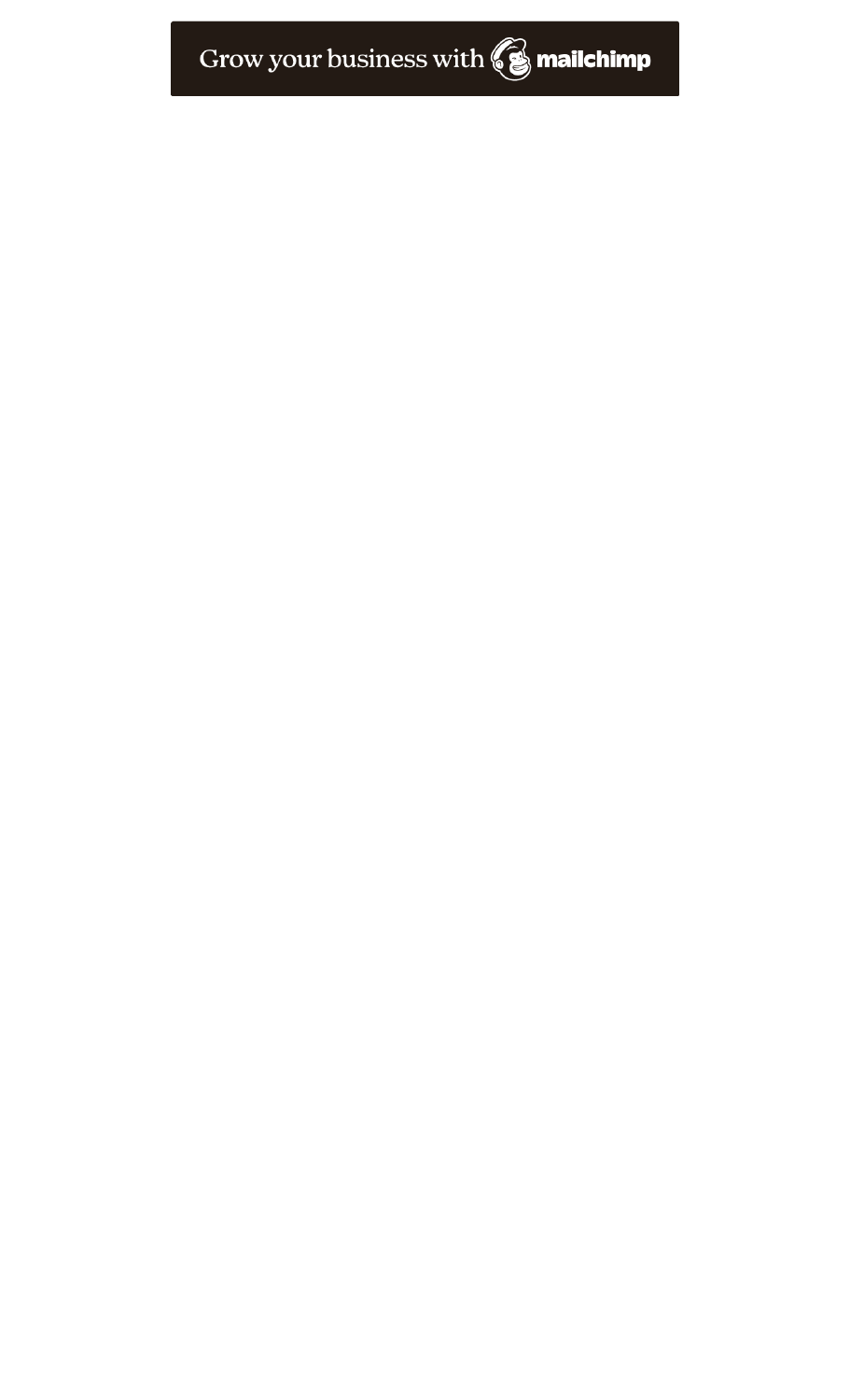Grow your business with mailchimp